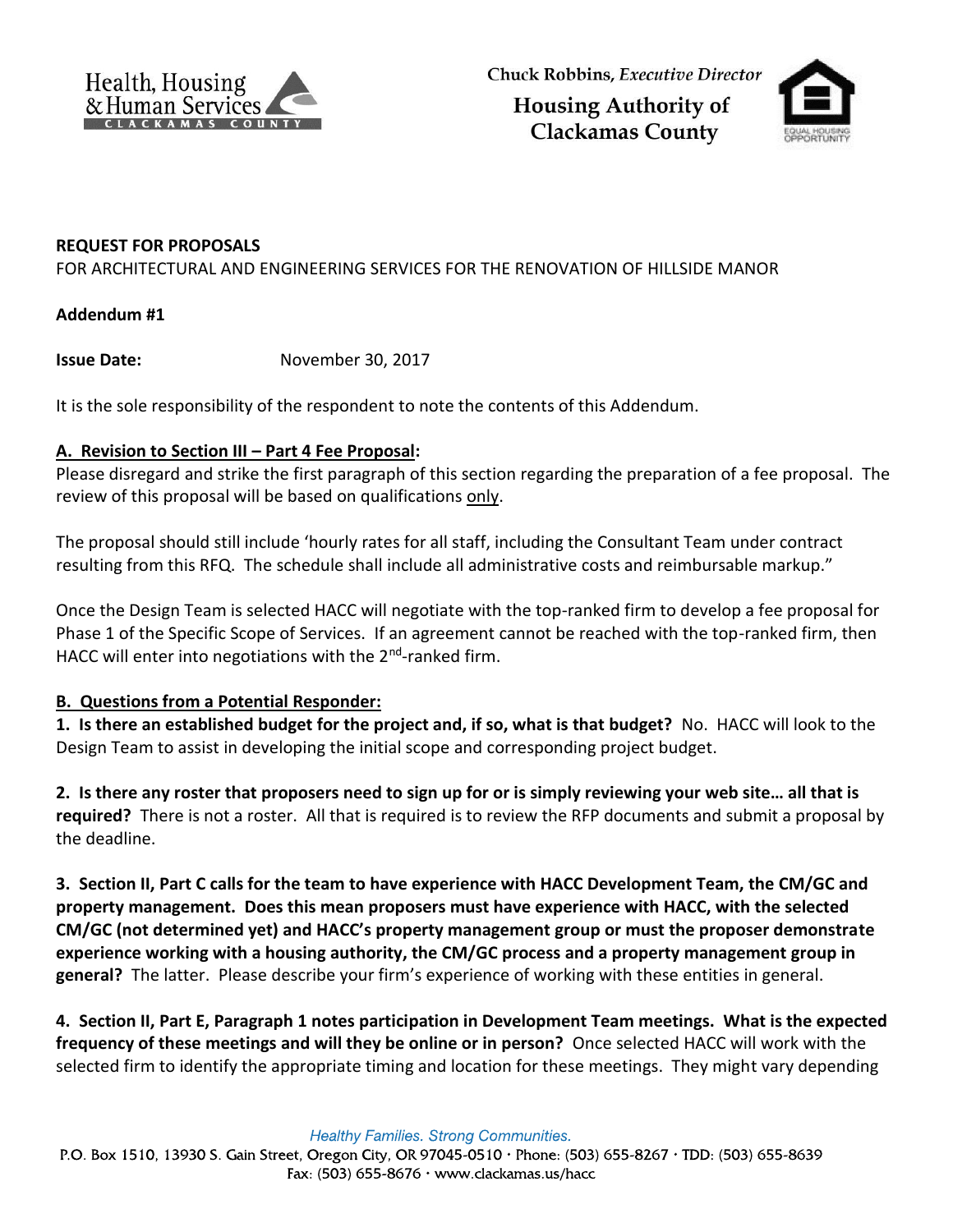Health, Housing & Human Services
CLACKAMAS COUNTY

Chuck Robbins, *Executive Director*

**Housing Authority of Clackamas County**

**REQUEST FOR PROPOSALS**

FOR ARCHITECTURAL AND ENGINEERING SERVICES FOR THE RENOVATION OF HILLSIDE MANOR

**Addendum #1**

**Issue Date:** November 30, 2017

It is the sole responsibility of the respondent to note the contents of this Addendum.

**A. Revision to Section III – Part 4 Fee Proposal:**

Please disregard and strike the first paragraph of this section regarding the preparation of a fee proposal. The review of this proposal will be based on qualifications only.

The proposal should still include 'hourly rates for all staff, including the Consultant Team under contract resulting from this RFQ. The schedule shall include all administrative costs and reimbursable markup."

Once the Design Team is selected HACC will negotiate with the top-ranked firm to develop a fee proposal for Phase 1 of the Specific Scope of Services. If an agreement cannot be reached with the top-ranked firm, then HACC will enter into negotiations with the 2nd-ranked firm.

**B. Questions from a Potential Responder:**

**1. Is there an established budget for the project and, if so, what is that budget?** No. HACC will look to the Design Team to assist in developing the initial scope and corresponding project budget.

**2. Is there any roster that proposers need to sign up for or is simply reviewing your web site… all that is required?** There is not a roster. All that is required is to review the RFP documents and submit a proposal by the deadline.

**3. Section II, Part C calls for the team to have experience with HACC Development Team, the CM/GC and property management. Does this mean proposers must have experience with HACC, with the selected CM/GC (not determined yet) and HACC's property management group or must the proposer demonstrate experience working with a housing authority, the CM/GC process and a property management group in general?** The latter. Please describe your firm's experience of working with these entities in general.

**4. Section II, Part E, Paragraph 1 notes participation in Development Team meetings. What is the expected frequency of these meetings and will they be online or in person?** Once selected HACC will work with the selected firm to identify the appropriate timing and location for these meetings. They might vary depending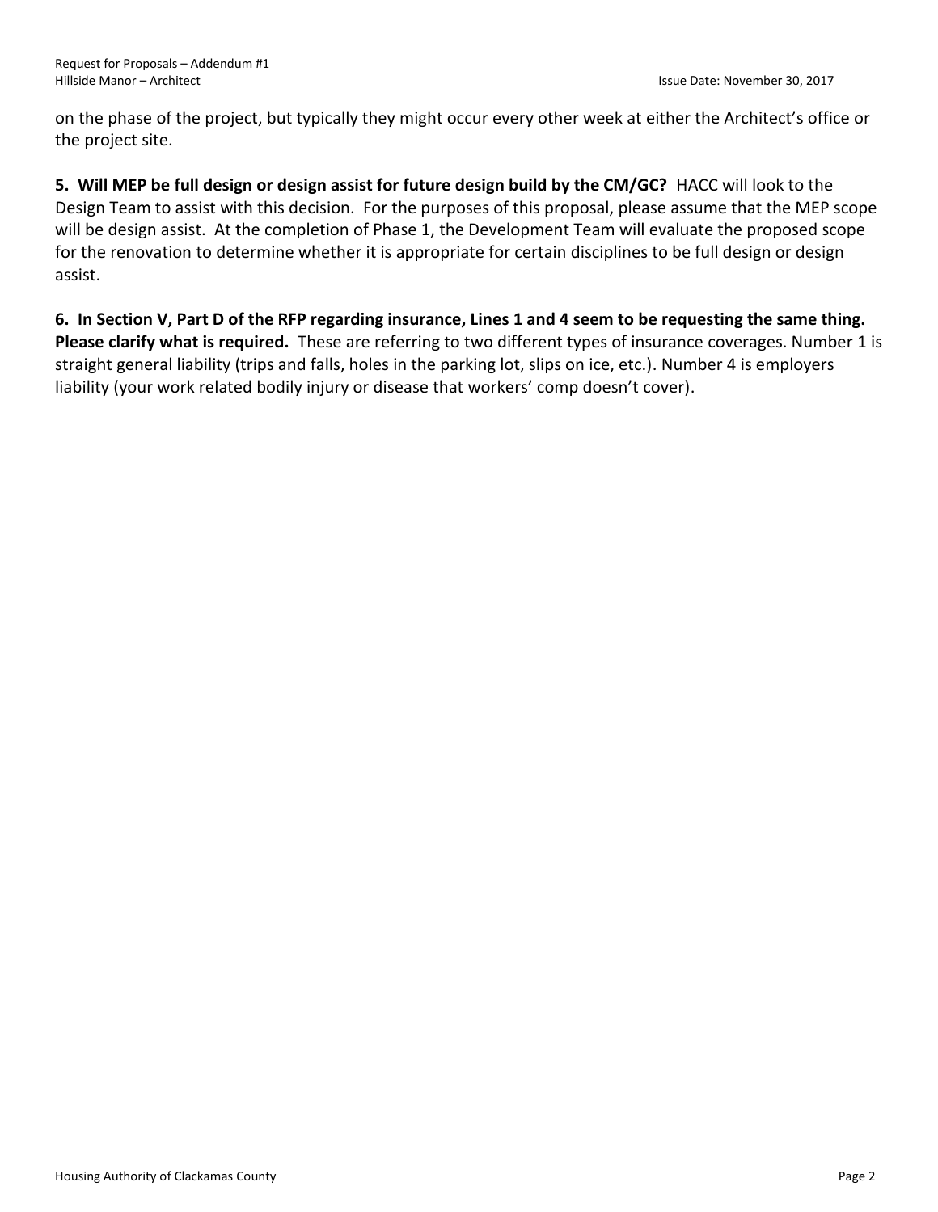on the phase of the project, but typically they might occur every other week at either the Architect's office or the project site.

**5. Will MEP be full design or design assist for future design build by the CM/GC?** HACC will look to the Design Team to assist with this decision. For the purposes of this proposal, please assume that the MEP scope will be design assist. At the completion of Phase 1, the Development Team will evaluate the proposed scope for the renovation to determine whether it is appropriate for certain disciplines to be full design or design assist.

**6. In Section V, Part D of the RFP regarding insurance, Lines 1 and 4 seem to be requesting the same thing. Please clarify what is required.** These are referring to two different types of insurance coverages. Number 1 is straight general liability (trips and falls, holes in the parking lot, slips on ice, etc.). Number 4 is employers liability (your work related bodily injury or disease that workers' comp doesn't cover).